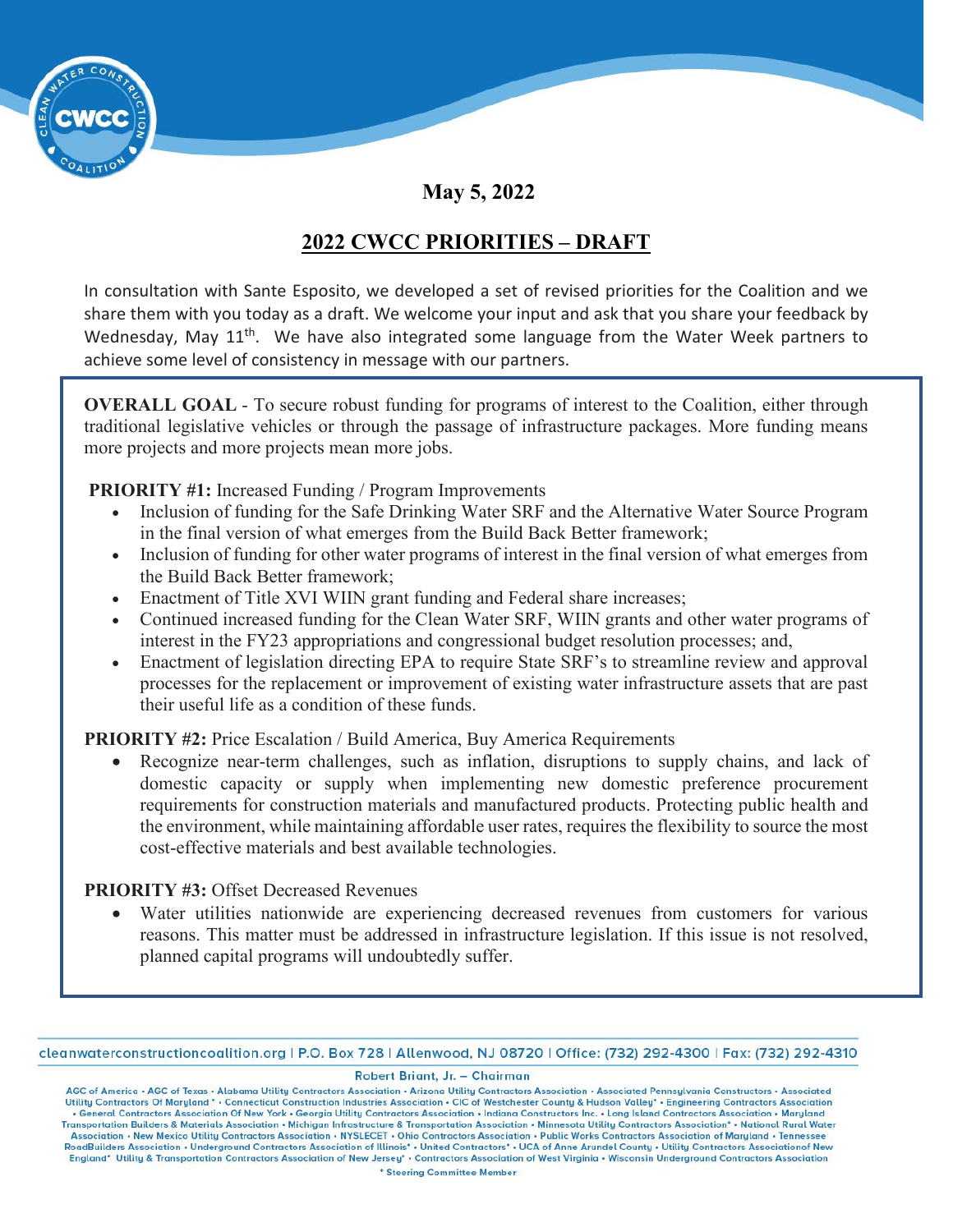**May 5, 2022**

# 2022 CWCC PRIORITIES – DRAFT

In consultation with Sante Esposito, we developed a set of revised priorities for the Coalition and we share them with you today as a draft. We welcome your input and ask that you share your feedback by Wednesday, May 11th. We have also integrated some language from the Water Week partners to achieve some level of consistency in message with our partners.

**OVERALL GOAL** - To secure robust funding for programs of interest to the Coalition, either through traditional legislative vehicles or through the passage of infrastructure packages. More funding means more projects and more projects mean more jobs.

**PRIORITY #1:** Increased Funding / Program Improvements

- Inclusion of funding for the Safe Drinking Water SRF and the Alternative Water Source Program in the final version of what emerges from the Build Back Better framework;
- Inclusion of funding for other water programs of interest in the final version of what emerges from the Build Back Better framework;
- Enactment of Title XVI WIIN grant funding and Federal share increases;
- Continued increased funding for the Clean Water SRF, WIIN grants and other water programs of interest in the FY23 appropriations and congressional budget resolution processes; and,
- Enactment of legislation directing EPA to require State SRF's to streamline review and approval processes for the replacement or improvement of existing water infrastructure assets that are past their useful life as a condition of these funds.

**PRIORITY #2:** Price Escalation / Build America, Buy America Requirements

- Recognize near-term challenges, such as inflation, disruptions to supply chains, and lack of domestic capacity or supply when implementing new domestic preference procurement requirements for construction materials and manufactured products. Protecting public health and the environment, while maintaining affordable user rates, requires the flexibility to source the most cost-effective materials and best available technologies.

**PRIORITY #3:** Offset Decreased Revenues

- Water utilities nationwide are experiencing decreased revenues from customers for various reasons. This matter must be addressed in infrastructure legislation. If this issue is not resolved, planned capital programs will undoubtedly suffer.

cleanwaterconstructioncoalition.org | P.O. Box 728 | Allenwood, NJ 08720 | Office: (732) 292-4300 | Fax: (732) 292-4310

Robert Briant, Jr. – Chairman

AGC of America • AGC of Texas • Alabama Utility Contractors Association • Arizona Utility Contractors Association • Associated Pennsylvania Constructors • Associated Utility Contractors Of Maryland * • Connecticut Construction Industries Association • CIC of Westchester County & Hudson Valley* • Engineering Contractors Association • General Contractors Association Of New York • Georgia Utility Contractors Association • Indiana Constructors Inc. • Long Island Contractors Association • Maryland Transportation Builders & Materials Association • Michigan Infrastructure & Transportation Association • Minnesota Utility Contractors Association* • National Rural Water Association • New Mexico Utility Contractors Association • NYSLECET • Ohio Contractors Association • Public Works Contractors Association of Maryland • Tennessee RoadBuilders Association • Underground Contractors Association of Illinois* • United Contractors* • UCA of Anne Arundel County • Utility Contractors Associationof New England* Utility & Transportation Contractors Association of New Jersey* • Contractors Association of West Virginia • Wisconsin Underground Contractors Association

* Steering Committee Member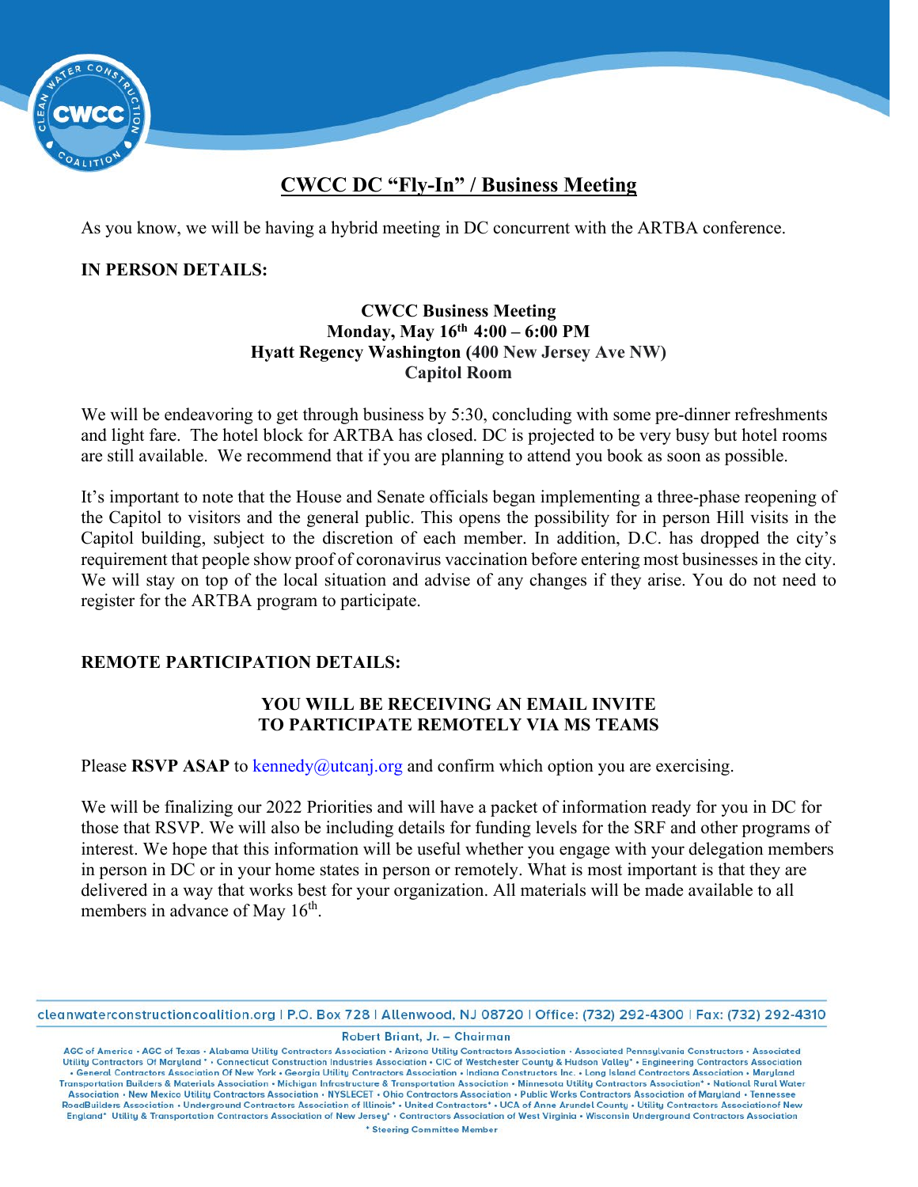## CWCC DC "Fly-In" / Business Meeting

As you know, we will be having a hybrid meeting in DC concurrent with the ARTBA conference.

**IN PERSON DETAILS:**

**CWCC Business Meeting**
**Monday, May 16th 4:00 – 6:00 PM**
**Hyatt Regency Washington (400 New Jersey Ave NW)**
**Capitol Room**

We will be endeavoring to get through business by 5:30, concluding with some pre-dinner refreshments and light fare. The hotel block for ARTBA has closed. DC is projected to be very busy but hotel rooms are still available. We recommend that if you are planning to attend you book as soon as possible.

It's important to note that the House and Senate officials began implementing a three-phase reopening of the Capitol to visitors and the general public. This opens the possibility for in person Hill visits in the Capitol building, subject to the discretion of each member. In addition, D.C. has dropped the city's requirement that people show proof of coronavirus vaccination before entering most businesses in the city. We will stay on top of the local situation and advise of any changes if they arise. You do not need to register for the ARTBA program to participate.

**REMOTE PARTICIPATION DETAILS:**

**YOU WILL BE RECEIVING AN EMAIL INVITE TO PARTICIPATE REMOTELY VIA MS TEAMS**

Please **RSVP ASAP** to kennedy@utcanj.org and confirm which option you are exercising.

We will be finalizing our 2022 Priorities and will have a packet of information ready for you in DC for those that RSVP. We will also be including details for funding levels for the SRF and other programs of interest. We hope that this information will be useful whether you engage with your delegation members in person in DC or in your home states in person or remotely. What is most important is that they are delivered in a way that works best for your organization. All materials will be made available to all members in advance of May 16th.

cleanwaterconstructioncoalition.org | P.O. Box 728 | Allenwood, NJ 08720 | Office: (732) 292-4300 | Fax: (732) 292-4310

Robert Briant, Jr. – Chairman

AGC of America • AGC of Texas • Alabama Utility Contractors Association • Arizona Utility Contractors Association • Associated Pennsylvania Constructors • Associated Utility Contractors Of Maryland * • Connecticut Construction Industries Association • CIC of Westchester County & Hudson Valley* • Engineering Contractors Association • General Contractors Association Of New York • Georgia Utility Contractors Association • Indiana Constructors Inc. • Long Island Contractors Association • Maryland Transportation Builders & Materials Association • Michigan Infrastructure & Transportation Association • Minnesota Utility Contractors Association* • National Rural Water Association • New Mexico Utility Contractors Association • NYSLECET • Ohio Contractors Association • Public Works Contractors Association of Maryland • Tennessee RoadBuilders Association • Underground Contractors Association of Illinois* • United Contractors* • UCA of Anne Arundel County • Utility Contractors Associationof New England* Utility & Transportation Contractors Association of New Jersey* • Contractors Association of West Virginia • Wisconsin Underground Contractors Association

* Steering Committee Member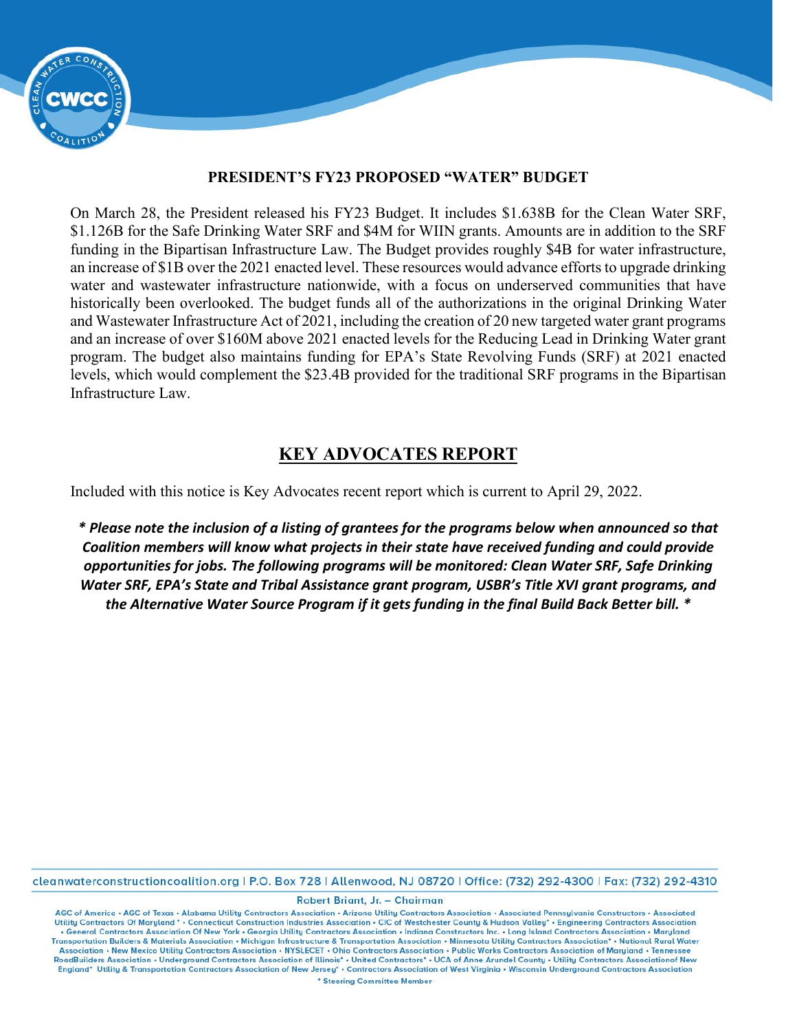## PRESIDENT'S FY23 PROPOSED "WATER" BUDGET

On March 28, the President released his FY23 Budget. It includes $1.638B for the Clean Water SRF, $1.126B for the Safe Drinking Water SRF and $4M for WIIN grants. Amounts are in addition to the SRF funding in the Bipartisan Infrastructure Law. The Budget provides roughly $4B for water infrastructure, an increase of $1B over the 2021 enacted level. These resources would advance efforts to upgrade drinking water and wastewater infrastructure nationwide, with a focus on underserved communities that have historically been overlooked. The budget funds all of the authorizations in the original Drinking Water and Wastewater Infrastructure Act of 2021, including the creation of 20 new targeted water grant programs and an increase of over $160M above 2021 enacted levels for the Reducing Lead in Drinking Water grant program. The budget also maintains funding for EPA's State Revolving Funds (SRF) at 2021 enacted levels, which would complement the $23.4B provided for the traditional SRF programs in the Bipartisan Infrastructure Law.

## KEY ADVOCATES REPORT

Included with this notice is Key Advocates recent report which is current to April 29, 2022.

***\* Please note the inclusion of a listing of grantees for the programs below when announced so that Coalition members will know what projects in their state have received funding and could provide opportunities for jobs. The following programs will be monitored: Clean Water SRF, Safe Drinking Water SRF, EPA's State and Tribal Assistance grant program, USBR's Title XVI grant programs, and the Alternative Water Source Program if it gets funding in the final Build Back Better bill. \****

cleanwaterconstructioncoalition.org | P.O. Box 728 | Allenwood, NJ 08720 | Office: (732) 292-4300 | Fax: (732) 292-4310

Robert Briant, Jr. – Chairman

AGC of America • AGC of Texas • Alabama Utility Contractors Association • Arizona Utility Contractors Association • Associated Pennsylvania Constructors • Associated Utility Contractors Of Maryland * • Connecticut Construction Industries Association • CIC of Westchester County & Hudson Valley* • Engineering Contractors Association • General Contractors Association Of New York • Georgia Utility Contractors Association • Indiana Constructors Inc. • Long Island Contractors Association • Maryland Transportation Builders & Materials Association • Michigan Infrastructure & Transportation Association • Minnesota Utility Contractors Association* • National Rural Water Association • New Mexico Utility Contractors Association • NYSLECET • Ohio Contractors Association • Public Works Contractors Association of Maryland • Tennessee RoadBuilders Association • Underground Contractors Association of Illinois* • United Contractors* • UCA of Anne Arundel County • Utility Contractors Associationof New England* Utility & Transportation Contractors Association of New Jersey* • Contractors Association of West Virginia • Wisconsin Underground Contractors Association

\* Steering Committee Member